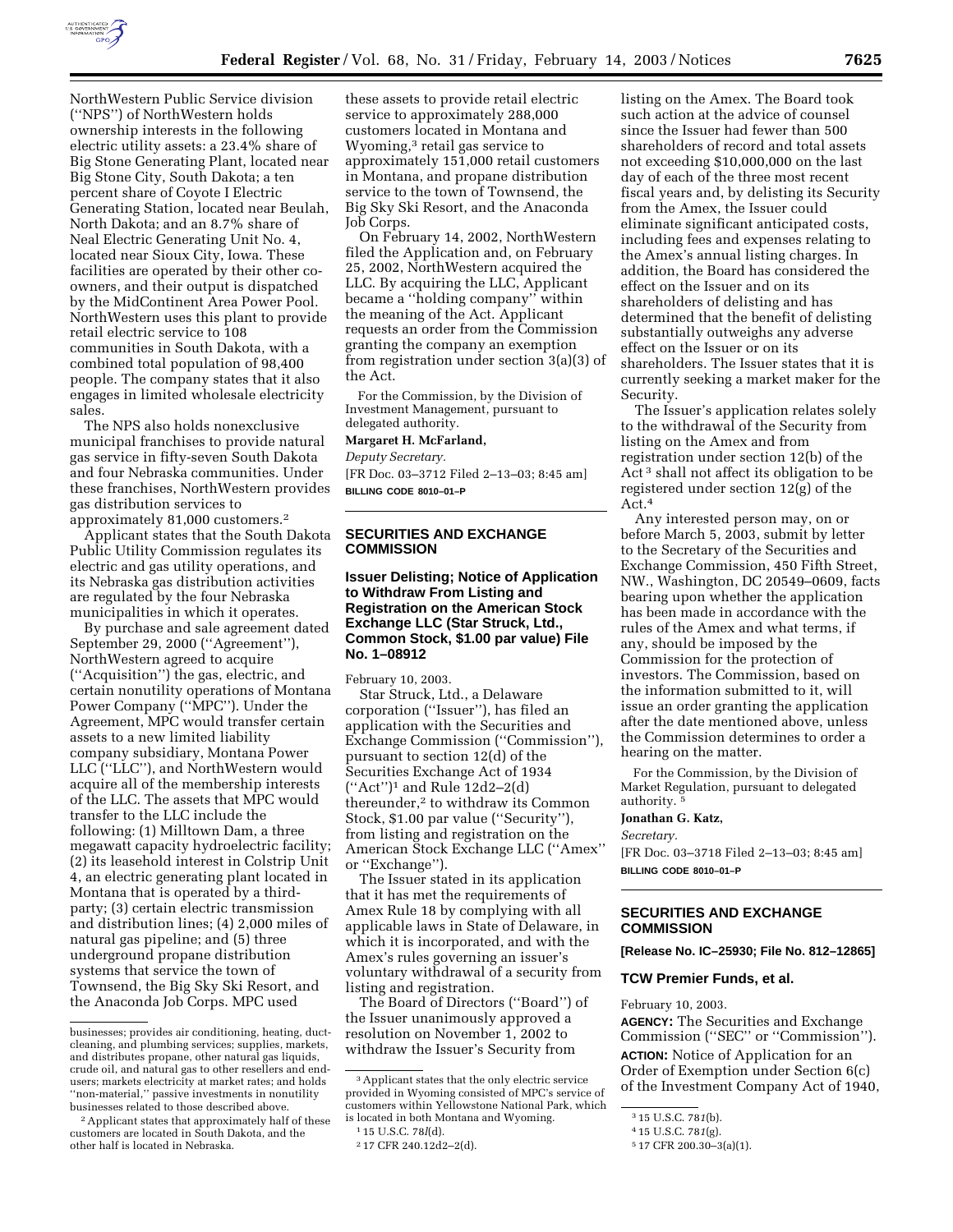NorthWestern Public Service division (''NPS'') of NorthWestern holds ownership interests in the following electric utility assets: a 23.4% share of Big Stone Generating Plant, located near Big Stone City, South Dakota; a ten percent share of Coyote I Electric Generating Station, located near Beulah, North Dakota; and an 8.7% share of Neal Electric Generating Unit No. 4, located near Sioux City, Iowa. These facilities are operated by their other co-owners, and their output is dispatched by the MidContinent Area Power Pool. NorthWestern uses this plant to provide retail electric service to 108 communities in South Dakota, with a combined total population of 98,400 people. The company states that it also engages in limited wholesale electricity sales.

The NPS also holds nonexclusive municipal franchises to provide natural gas service in fifty-seven South Dakota and four Nebraska communities. Under these franchises, NorthWestern provides gas distribution services to approximately 81,000 customers.[2]

Applicant states that the South Dakota Public Utility Commission regulates its electric and gas utility operations, and its Nebraska gas distribution activities are regulated by the four Nebraska municipalities in which it operates.

By purchase and sale agreement dated September 29, 2000 (''Agreement''), NorthWestern agreed to acquire (''Acquisition'') the gas, electric, and certain nonutility operations of Montana Power Company (''MPC''). Under the Agreement, MPC would transfer certain assets to a new limited liability company subsidiary, Montana Power LLC (''LLC''), and NorthWestern would acquire all of the membership interests of the LLC. The assets that MPC would transfer to the LLC include the following: (1) Milltown Dam, a three megawatt capacity hydroelectric facility; (2) its leasehold interest in Colstrip Unit 4, an electric generating plant located in Montana that is operated by a third-party; (3) certain electric transmission and distribution lines; (4) 2,000 miles of natural gas pipeline; and (5) three underground propane distribution systems that service the town of Townsend, the Big Sky Ski Resort, and the Anaconda Job Corps. MPC used these assets to provide retail electric service to approximately 288,000 customers located in Montana and Wyoming,[3] retail gas service to approximately 151,000 retail customers in Montana, and propane distribution service to the town of Townsend, the Big Sky Ski Resort, and the Anaconda Job Corps.

On February 14, 2002, NorthWestern filed the Application and, on February 25, 2002, NorthWestern acquired the LLC. By acquiring the LLC, Applicant became a ''holding company'' within the meaning of the Act. Applicant requests an order from the Commission granting the company an exemption from registration under section 3(a)(3) of the Act.

For the Commission, by the Division of Investment Management, pursuant to delegated authority.

**Margaret H. McFarland,**

*Deputy Secretary.*

[FR Doc. 03–3712 Filed 2–13–03; 8:45 am]

**BILLING CODE 8010–01–P**

---

businesses; provides air conditioning, heating, duct-cleaning, and plumbing services; supplies, markets, and distributes propane, other natural gas liquids, crude oil, and natural gas to other resellers and end-users; markets electricity at market rates; and holds ''non-material,'' passive investments in nonutility businesses related to those described above.

[2] Applicant states that approximately half of these customers are located in South Dakota, and the other half is located in Nebraska.

[3] Applicant states that the only electric service provided in Wyoming consisted of MPC's service of customers within Yellowstone National Park, which is located in both Montana and Wyoming.

---

## SECURITIES AND EXCHANGE COMMISSION

### Issuer Delisting; Notice of Application to Withdraw From Listing and Registration on the American Stock Exchange LLC (Star Struck, Ltd., Common Stock, $1.00 par value) File No. 1–08912

February 10, 2003.

Star Struck, Ltd., a Delaware corporation (''Issuer''), has filed an application with the Securities and Exchange Commission (''Commission''), pursuant to section 12(d) of the Securities Exchange Act of 1934 (''Act'')[1] and Rule 12d2–2(d) thereunder,[2] to withdraw its Common Stock, $1.00 par value (''Security''), from listing and registration on the American Stock Exchange LLC (''Amex'' or ''Exchange'').

The Issuer stated in its application that it has met the requirements of Amex Rule 18 by complying with all applicable laws in State of Delaware, in which it is incorporated, and with the Amex's rules governing an issuer's voluntary withdrawal of a security from listing and registration.

The Board of Directors (''Board'') of the Issuer unanimously approved a resolution on November 1, 2002 to withdraw the Issuer's Security from listing on the Amex. The Board took such action at the advice of counsel since the Issuer had fewer than 500 shareholders of record and total assets not exceeding $10,000,000 on the last day of each of the three most recent fiscal years and, by delisting its Security from the Amex, the Issuer could eliminate significant anticipated costs, including fees and expenses relating to the Amex's annual listing charges. In addition, the Board has considered the effect on the Issuer and on its shareholders of delisting and has determined that the benefit of delisting substantially outweighs any adverse effect on the Issuer or on its shareholders. The Issuer states that it is currently seeking a market maker for the Security.

The Issuer's application relates solely to the withdrawal of the Security from listing on the Amex and from registration under section 12(b) of the Act[3] shall not affect its obligation to be registered under section 12(g) of the Act.[4]

Any interested person may, on or before March 5, 2003, submit by letter to the Secretary of the Securities and Exchange Commission, 450 Fifth Street, NW., Washington, DC 20549–0609, facts bearing upon whether the application has been made in accordance with the rules of the Amex and what terms, if any, should be imposed by the Commission for the protection of investors. The Commission, based on the information submitted to it, will issue an order granting the application after the date mentioned above, unless the Commission determines to order a hearing on the matter.

For the Commission, by the Division of Market Regulation, pursuant to delegated authority.[5]

**Jonathan G. Katz,**

*Secretary.*

[FR Doc. 03–3718 Filed 2–13–03; 8:45 am]

**BILLING CODE 8010–01–P**

---

[1] 15 U.S.C. 78*l*(d).

[2] 17 CFR 240.12d2–2(d).

[3] 15 U.S.C. 78*l*(b).

[4] 15 U.S.C. 78*l*(g).

[5] 17 CFR 200.30–3(a)(1).

---

## SECURITIES AND EXCHANGE COMMISSION

**[Release No. IC–25930; File No. 812–12865]**

### TCW Premier Funds, et al.

February 10, 2003.

**AGENCY:** The Securities and Exchange Commission (''SEC'' or ''Commission'').

**ACTION:** Notice of Application for an Order of Exemption under Section 6(c) of the Investment Company Act of 1940,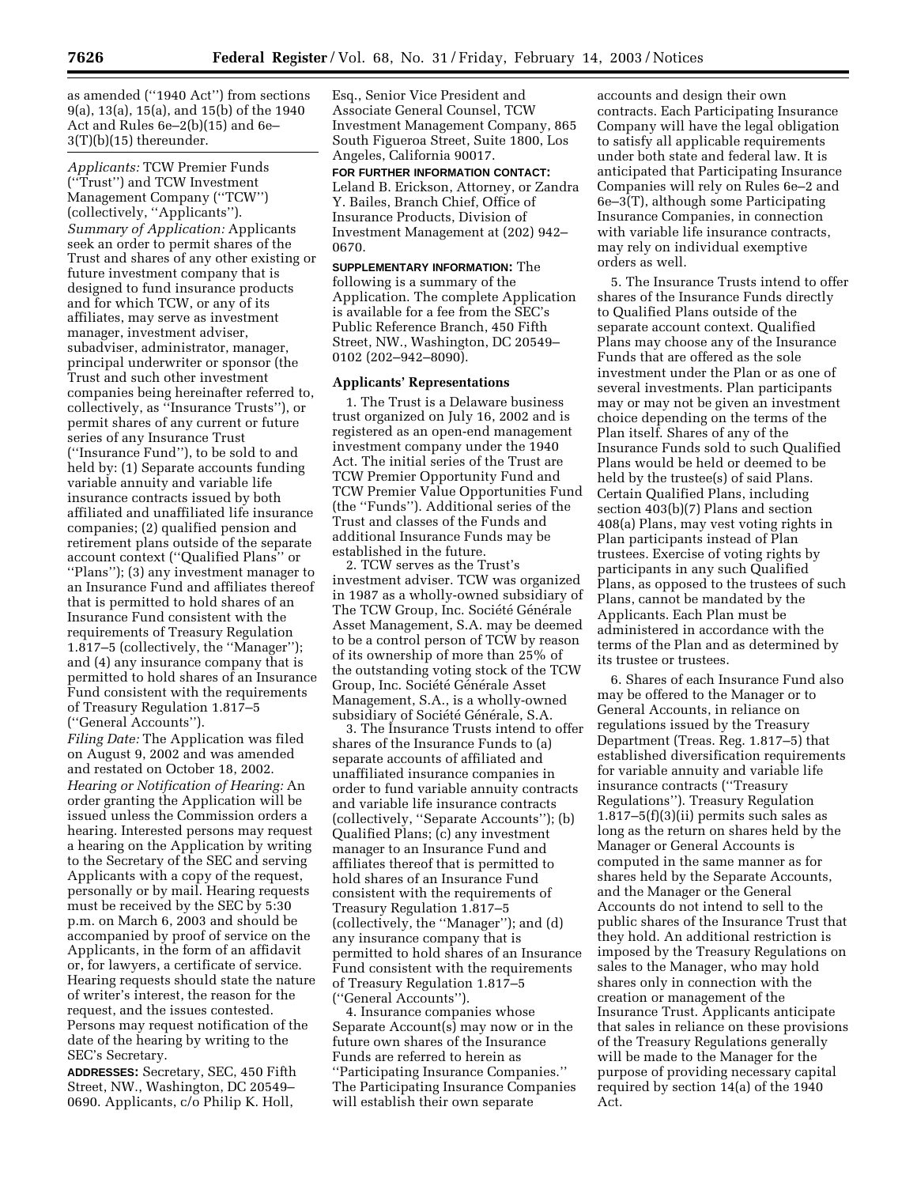as amended ("1940 Act") from sections 9(a), 13(a), 15(a), and 15(b) of the 1940 Act and Rules 6e–2(b)(15) and 6e–3(T)(b)(15) thereunder.

*Applicants:* TCW Premier Funds ("Trust") and TCW Investment Management Company ("TCW") (collectively, "Applicants").

*Summary of Application:* Applicants seek an order to permit shares of the Trust and shares of any other existing or future investment company that is designed to fund insurance products and for which TCW, or any of its affiliates, may serve as investment manager, investment adviser, subadviser, administrator, manager, principal underwriter or sponsor (the Trust and such other investment companies being hereinafter referred to, collectively, as "Insurance Trusts"), or permit shares of any current or future series of any Insurance Trust ("Insurance Fund"), to be sold to and held by: (1) Separate accounts funding variable annuity and variable life insurance contracts issued by both affiliated and unaffiliated life insurance companies; (2) qualified pension and retirement plans outside of the separate account context ("Qualified Plans" or "Plans"); (3) any investment manager to an Insurance Fund and affiliates thereof that is permitted to hold shares of an Insurance Fund consistent with the requirements of Treasury Regulation 1.817–5 (collectively, the "Manager"); and (4) any insurance company that is permitted to hold shares of an Insurance Fund consistent with the requirements of Treasury Regulation 1.817–5 ("General Accounts").

*Filing Date:* The Application was filed on August 9, 2002 and was amended and restated on October 18, 2002.

*Hearing or Notification of Hearing:* An order granting the Application will be issued unless the Commission orders a hearing. Interested persons may request a hearing on the Application by writing to the Secretary of the SEC and serving Applicants with a copy of the request, personally or by mail. Hearing requests must be received by the SEC by 5:30 p.m. on March 6, 2003 and should be accompanied by proof of service on the Applicants, in the form of an affidavit or, for lawyers, a certificate of service. Hearing requests should state the nature of writer's interest, the reason for the request, and the issues contested. Persons may request notification of the date of the hearing by writing to the SEC's Secretary.

**ADDRESSES:** Secretary, SEC, 450 Fifth Street, NW., Washington, DC 20549–0690. Applicants, c/o Philip K. Holl, Esq., Senior Vice President and Associate General Counsel, TCW Investment Management Company, 865 South Figueroa Street, Suite 1800, Los Angeles, California 90017.

**FOR FURTHER INFORMATION CONTACT:** Leland B. Erickson, Attorney, or Zandra Y. Bailes, Branch Chief, Office of Insurance Products, Division of Investment Management at (202) 942–0670.

**SUPPLEMENTARY INFORMATION:** The following is a summary of the Application. The complete Application is available for a fee from the SEC's Public Reference Branch, 450 Fifth Street, NW., Washington, DC 20549–0102 (202–942–8090).

## Applicants' Representations

1. The Trust is a Delaware business trust organized on July 16, 2002 and is registered as an open-end management investment company under the 1940 Act. The initial series of the Trust are TCW Premier Opportunity Fund and TCW Premier Value Opportunities Fund (the "Funds"). Additional series of the Trust and classes of the Funds and additional Insurance Funds may be established in the future.

2. TCW serves as the Trust's investment adviser. TCW was organized in 1987 as a wholly-owned subsidiary of The TCW Group, Inc. Société Générale Asset Management, S.A. may be deemed to be a control person of TCW by reason of its ownership of more than 25% of the outstanding voting stock of the TCW Group, Inc. Société Générale Asset Management, S.A., is a wholly-owned subsidiary of Société Générale, S.A.

3. The Insurance Trusts intend to offer shares of the Insurance Funds to (a) separate accounts of affiliated and unaffiliated insurance companies in order to fund variable annuity contracts and variable life insurance contracts (collectively, "Separate Accounts"); (b) Qualified Plans; (c) any investment manager to an Insurance Fund and affiliates thereof that is permitted to hold shares of an Insurance Fund consistent with the requirements of Treasury Regulation 1.817–5 (collectively, the "Manager"); and (d) any insurance company that is permitted to hold shares of an Insurance Fund consistent with the requirements of Treasury Regulation 1.817–5 ("General Accounts").

4. Insurance companies whose Separate Account(s) may now or in the future own shares of the Insurance Funds are referred to herein as "Participating Insurance Companies." The Participating Insurance Companies will establish their own separate accounts and design their own contracts. Each Participating Insurance Company will have the legal obligation to satisfy all applicable requirements under both state and federal law. It is anticipated that Participating Insurance Companies will rely on Rules 6e–2 and 6e–3(T), although some Participating Insurance Companies, in connection with variable life insurance contracts, may rely on individual exemptive orders as well.

5. The Insurance Trusts intend to offer shares of the Insurance Funds directly to Qualified Plans outside of the separate account context. Qualified Plans may choose any of the Insurance Funds that are offered as the sole investment under the Plan or as one of several investments. Plan participants may or may not be given an investment choice depending on the terms of the Plan itself. Shares of any of the Insurance Funds sold to such Qualified Plans would be held or deemed to be held by the trustee(s) of said Plans. Certain Qualified Plans, including section 403(b)(7) Plans and section 408(a) Plans, may vest voting rights in Plan participants instead of Plan trustees. Exercise of voting rights by participants in any such Qualified Plans, as opposed to the trustees of such Plans, cannot be mandated by the Applicants. Each Plan must be administered in accordance with the terms of the Plan and as determined by its trustee or trustees.

6. Shares of each Insurance Fund also may be offered to the Manager or to General Accounts, in reliance on regulations issued by the Treasury Department (Treas. Reg. 1.817–5) that established diversification requirements for variable annuity and variable life insurance contracts ("Treasury Regulations"). Treasury Regulation 1.817–5(f)(3)(ii) permits such sales as long as the return on shares held by the Manager or General Accounts is computed in the same manner as for shares held by the Separate Accounts, and the Manager or the General Accounts do not intend to sell to the public shares of the Insurance Trust that they hold. An additional restriction is imposed by the Treasury Regulations on sales to the Manager, who may hold shares only in connection with the creation or management of the Insurance Trust. Applicants anticipate that sales in reliance on these provisions of the Treasury Regulations generally will be made to the Manager for the purpose of providing necessary capital required by section 14(a) of the 1940 Act.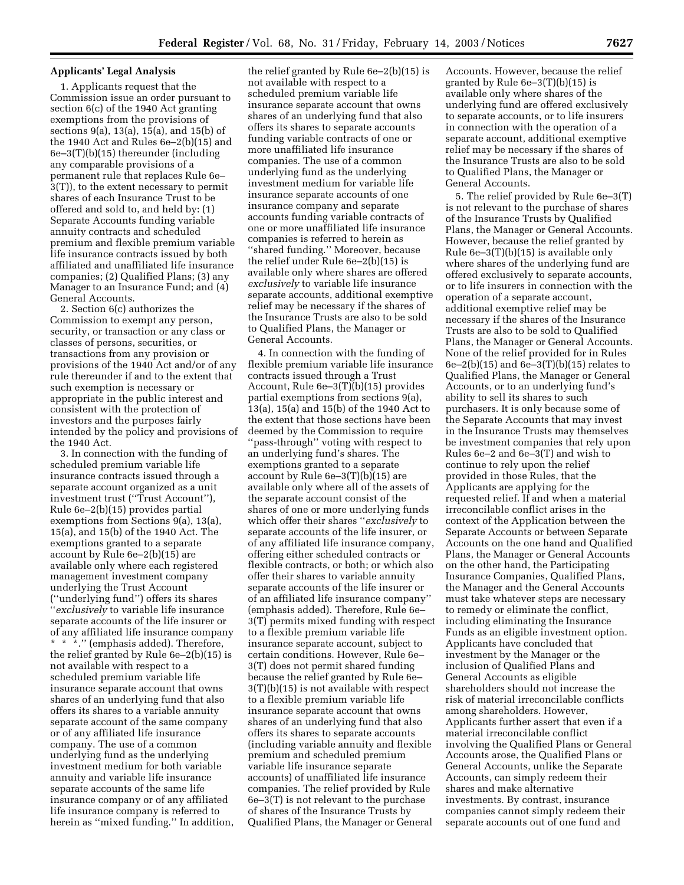## Applicants' Legal Analysis

1. Applicants request that the Commission issue an order pursuant to section 6(c) of the 1940 Act granting exemptions from the provisions of sections 9(a), 13(a), 15(a), and 15(b) of the 1940 Act and Rules 6e–2(b)(15) and 6e–3(T)(b)(15) thereunder (including any comparable provisions of a permanent rule that replaces Rule 6e–3(T)), to the extent necessary to permit shares of each Insurance Trust to be offered and sold to, and held by: (1) Separate Accounts funding variable annuity contracts and scheduled premium and flexible premium variable life insurance contracts issued by both affiliated and unaffiliated life insurance companies; (2) Qualified Plans; (3) any Manager to an Insurance Fund; and (4) General Accounts.

2. Section 6(c) authorizes the Commission to exempt any person, security, or transaction or any class or classes of persons, securities, or transactions from any provision or provisions of the 1940 Act and/or of any rule thereunder if and to the extent that such exemption is necessary or appropriate in the public interest and consistent with the protection of investors and the purposes fairly intended by the policy and provisions of the 1940 Act.

3. In connection with the funding of scheduled premium variable life insurance contracts issued through a separate account organized as a unit investment trust (''Trust Account''), Rule 6e–2(b)(15) provides partial exemptions from Sections 9(a), 13(a), 15(a), and 15(b) of the 1940 Act. The exemptions granted to a separate account by Rule 6e–2(b)(15) are available only where each registered management investment company underlying the Trust Account (''underlying fund'') offers its shares ''*exclusively* to variable life insurance separate accounts of the life insurer or of any affiliated life insurance company * * *.'' (emphasis added). Therefore, the relief granted by Rule 6e–2(b)(15) is not available with respect to a scheduled premium variable life insurance separate account that owns shares of an underlying fund that also offers its shares to a variable annuity separate account of the same company or of any affiliated life insurance company. The use of a common underlying fund as the underlying investment medium for both variable annuity and variable life insurance separate accounts of the same life insurance company or of any affiliated life insurance company is referred to herein as ''mixed funding.'' In addition, the relief granted by Rule 6e–2(b)(15) is not available with respect to a scheduled premium variable life insurance separate account that owns shares of an underlying fund that also offers its shares to separate accounts funding variable contracts of one or more unaffiliated life insurance companies. The use of a common underlying fund as the underlying investment medium for variable life insurance separate accounts of one insurance company and separate accounts funding variable contracts of one or more unaffiliated life insurance companies is referred to herein as ''shared funding.'' Moreover, because the relief under Rule 6e–2(b)(15) is available only where shares are offered *exclusively* to variable life insurance separate accounts, additional exemptive relief may be necessary if the shares of the Insurance Trusts are also to be sold to Qualified Plans, the Manager or General Accounts.

4. In connection with the funding of flexible premium variable life insurance contracts issued through a Trust Account, Rule 6e–3(T)(b)(15) provides partial exemptions from sections 9(a), 13(a), 15(a) and 15(b) of the 1940 Act to the extent that those sections have been deemed by the Commission to require ''pass-through'' voting with respect to an underlying fund's shares. The exemptions granted to a separate account by Rule 6e–3(T)(b)(15) are available only where all of the assets of the separate account consist of the shares of one or more underlying funds which offer their shares ''*exclusively* to separate accounts of the life insurer, or of any affiliated life insurance company, offering either scheduled contracts or flexible contracts, or both; or which also offer their shares to variable annuity separate accounts of the life insurer or of an affiliated life insurance company'' (emphasis added). Therefore, Rule 6e–3(T) permits mixed funding with respect to a flexible premium variable life insurance separate account, subject to certain conditions. However, Rule 6e–3(T) does not permit shared funding because the relief granted by Rule 6e–3(T)(b)(15) is not available with respect to a flexible premium variable life insurance separate account that owns shares of an underlying fund that also offers its shares to separate accounts (including variable annuity and flexible premium and scheduled premium variable life insurance separate accounts) of unaffiliated life insurance companies. The relief provided by Rule 6e–3(T) is not relevant to the purchase of shares of the Insurance Trusts by Qualified Plans, the Manager or General Accounts. However, because the relief granted by Rule 6e–3(T)(b)(15) is available only where shares of the underlying fund are offered exclusively to separate accounts, or to life insurers in connection with the operation of a separate account, additional exemptive relief may be necessary if the shares of the Insurance Trusts are also to be sold to Qualified Plans, the Manager or General Accounts.

5. The relief provided by Rule 6e–3(T) is not relevant to the purchase of shares of the Insurance Trusts by Qualified Plans, the Manager or General Accounts. However, because the relief granted by Rule 6e–3(T)(b)(15) is available only where shares of the underlying fund are offered exclusively to separate accounts, or to life insurers in connection with the operation of a separate account, additional exemptive relief may be necessary if the shares of the Insurance Trusts are also to be sold to Qualified Plans, the Manager or General Accounts. None of the relief provided for in Rules 6e–2(b)(15) and 6e–3(T)(b)(15) relates to Qualified Plans, the Manager or General Accounts, or to an underlying fund's ability to sell its shares to such purchasers. It is only because some of the Separate Accounts that may invest in the Insurance Trusts may themselves be investment companies that rely upon Rules 6e–2 and 6e–3(T) and wish to continue to rely upon the relief provided in those Rules, that the Applicants are applying for the requested relief. If and when a material irreconcilable conflict arises in the context of the Application between the Separate Accounts or between Separate Accounts on the one hand and Qualified Plans, the Manager or General Accounts on the other hand, the Participating Insurance Companies, Qualified Plans, the Manager and the General Accounts must take whatever steps are necessary to remedy or eliminate the conflict, including eliminating the Insurance Funds as an eligible investment option. Applicants have concluded that investment by the Manager or the inclusion of Qualified Plans and General Accounts as eligible shareholders should not increase the risk of material irreconcilable conflicts among shareholders. However, Applicants further assert that even if a material irreconcilable conflict involving the Qualified Plans or General Accounts arose, the Qualified Plans or General Accounts, unlike the Separate Accounts, can simply redeem their shares and make alternative investments. By contrast, insurance companies cannot simply redeem their separate accounts out of one fund and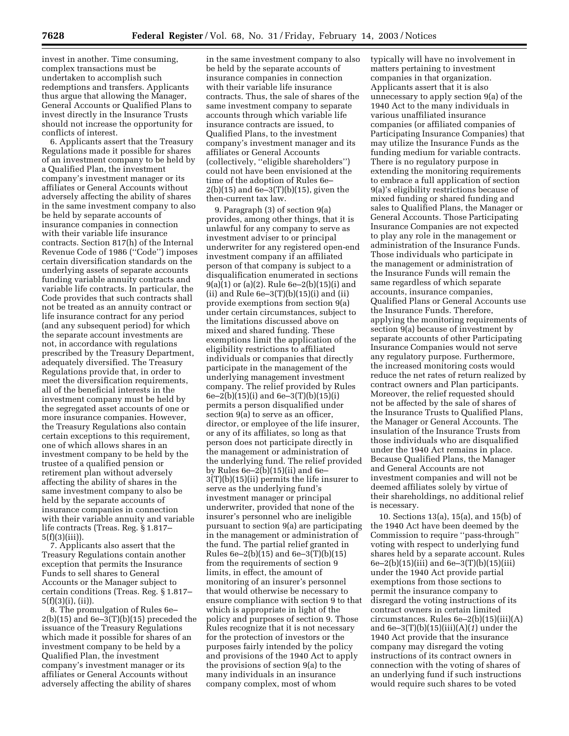invest in another. Time consuming, complex transactions must be undertaken to accomplish such redemptions and transfers. Applicants thus argue that allowing the Manager, General Accounts or Qualified Plans to invest directly in the Insurance Trusts should not increase the opportunity for conflicts of interest.

6. Applicants assert that the Treasury Regulations made it possible for shares of an investment company to be held by a Qualified Plan, the investment company's investment manager or its affiliates or General Accounts without adversely affecting the ability of shares in the same investment company to also be held by separate accounts of insurance companies in connection with their variable life insurance contracts. Section 817(h) of the Internal Revenue Code of 1986 (''Code'') imposes certain diversification standards on the underlying assets of separate accounts funding variable annuity contracts and variable life contracts. In particular, the Code provides that such contracts shall not be treated as an annuity contract or life insurance contract for any period (and any subsequent period) for which the separate account investments are not, in accordance with regulations prescribed by the Treasury Department, adequately diversified. The Treasury Regulations provide that, in order to meet the diversification requirements, all of the beneficial interests in the investment company must be held by the segregated asset accounts of one or more insurance companies. However, the Treasury Regulations also contain certain exceptions to this requirement, one of which allows shares in an investment company to be held by the trustee of a qualified pension or retirement plan without adversely affecting the ability of shares in the same investment company to also be held by the separate accounts of insurance companies in connection with their variable annuity and variable life contracts (Treas. Reg. § 1.817–5(f)(3)(iii)).

7. Applicants also assert that the Treasury Regulations contain another exception that permits the Insurance Funds to sell shares to General Accounts or the Manager subject to certain conditions (Treas. Reg. § 1.817–5(f)(3)(i), (ii)).

8. The promulgation of Rules 6e–2(b)(15) and 6e–3(T)(b)(15) preceded the issuance of the Treasury Regulations which made it possible for shares of an investment company to be held by a Qualified Plan, the investment company's investment manager or its affiliates or General Accounts without adversely affecting the ability of shares in the same investment company to also be held by the separate accounts of insurance companies in connection with their variable life insurance contracts. Thus, the sale of shares of the same investment company to separate accounts through which variable life insurance contracts are issued, to Qualified Plans, to the investment company's investment manager and its affiliates or General Accounts (collectively, ''eligible shareholders'') could not have been envisioned at the time of the adoption of Rules 6e–2(b)(15) and 6e–3(T)(b)(15), given the then-current tax law.

9. Paragraph (3) of section 9(a) provides, among other things, that it is unlawful for any company to serve as investment adviser to or principal underwriter for any registered open-end investment company if an affiliated person of that company is subject to a disqualification enumerated in sections 9(a)(1) or (a)(2). Rule 6e–2(b)(15)(i) and (ii) and Rule 6e–3(T)(b)(15)(i) and (ii) provide exemptions from section 9(a) under certain circumstances, subject to the limitations discussed above on mixed and shared funding. These exemptions limit the application of the eligibility restrictions to affiliated individuals or companies that directly participate in the management of the underlying management investment company. The relief provided by Rules 6e–2(b)(15)(i) and 6e–3(T)(b)(15)(i) permits a person disqualified under section 9(a) to serve as an officer, director, or employee of the life insurer, or any of its affiliates, so long as that person does not participate directly in the management or administration of the underlying fund. The relief provided by Rules 6e–2(b)(15)(ii) and 6e–3(T)(b)(15)(ii) permits the life insurer to serve as the underlying fund's investment manager or principal underwriter, provided that none of the insurer's personnel who are ineligible pursuant to section 9(a) are participating in the management or administration of the fund. The partial relief granted in Rules 6e–2(b)(15) and 6e–3(T)(b)(15) from the requirements of section 9 limits, in effect, the amount of monitoring of an insurer's personnel that would otherwise be necessary to ensure compliance with section 9 to that which is appropriate in light of the policy and purposes of section 9. Those Rules recognize that it is not necessary for the protection of investors or the purposes fairly intended by the policy and provisions of the 1940 Act to apply the provisions of section 9(a) to the many individuals in an insurance company complex, most of whom typically will have no involvement in matters pertaining to investment companies in that organization. Applicants assert that it is also unnecessary to apply section 9(a) of the 1940 Act to the many individuals in various unaffiliated insurance companies (or affiliated companies of Participating Insurance Companies) that may utilize the Insurance Funds as the funding medium for variable contracts. There is no regulatory purpose in extending the monitoring requirements to embrace a full application of section 9(a)'s eligibility restrictions because of mixed funding or shared funding and sales to Qualified Plans, the Manager or General Accounts. Those Participating Insurance Companies are not expected to play any role in the management or administration of the Insurance Funds. Those individuals who participate in the management or administration of the Insurance Funds will remain the same regardless of which separate accounts, insurance companies, Qualified Plans or General Accounts use the Insurance Funds. Therefore, applying the monitoring requirements of section 9(a) because of investment by separate accounts of other Participating Insurance Companies would not serve any regulatory purpose. Furthermore, the increased monitoring costs would reduce the net rates of return realized by contract owners and Plan participants. Moreover, the relief requested should not be affected by the sale of shares of the Insurance Trusts to Qualified Plans, the Manager or General Accounts. The insulation of the Insurance Trusts from those individuals who are disqualified under the 1940 Act remains in place. Because Qualified Plans, the Manager and General Accounts are not investment companies and will not be deemed affiliates solely by virtue of their shareholdings, no additional relief is necessary.

10. Sections 13(a), 15(a), and 15(b) of the 1940 Act have been deemed by the Commission to require ''pass-through'' voting with respect to underlying fund shares held by a separate account. Rules 6e–2(b)(15)(iii) and 6e–3(T)(b)(15)(iii) under the 1940 Act provide partial exemptions from those sections to permit the insurance company to disregard the voting instructions of its contract owners in certain limited circumstances. Rules 6e–2(b)(15)(iii)(A) and 6e–3(T)(b)(15)(iii)(A)(*1*) under the 1940 Act provide that the insurance company may disregard the voting instructions of its contract owners in connection with the voting of shares of an underlying fund if such instructions would require such shares to be voted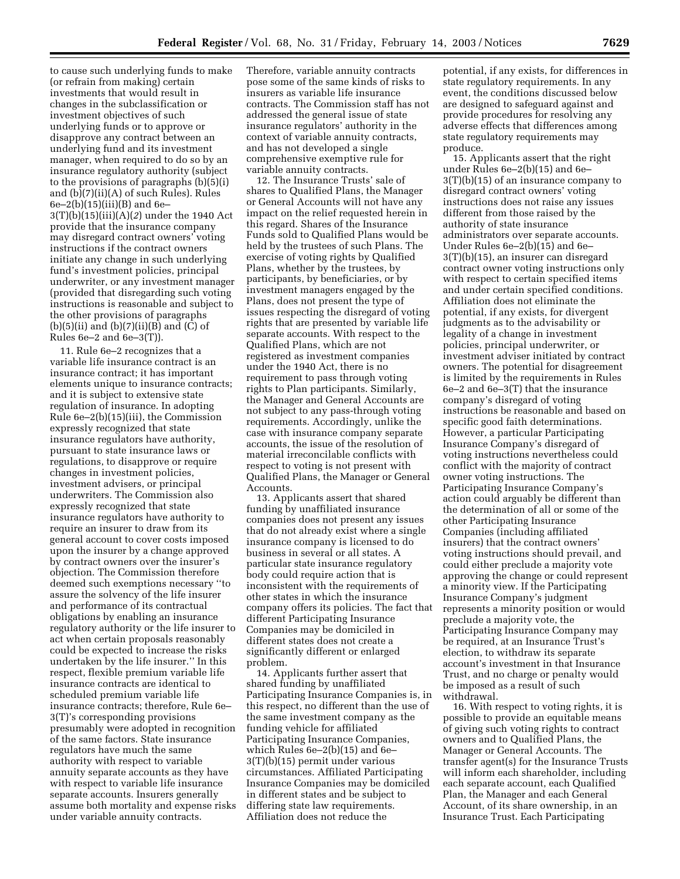to cause such underlying funds to make (or refrain from making) certain investments that would result in changes in the subclassification or investment objectives of such underlying funds or to approve or disapprove any contract between an underlying fund and its investment manager, when required to do so by an insurance regulatory authority (subject to the provisions of paragraphs (b)(5)(i) and (b)(7)(ii)(A) of such Rules). Rules 6e–2(b)(15)(iii)(B) and 6e–3(T)(b)(15)(iii)(A)(*2*) under the 1940 Act provide that the insurance company may disregard contract owners' voting instructions if the contract owners initiate any change in such underlying fund's investment policies, principal underwriter, or any investment manager (provided that disregarding such voting instructions is reasonable and subject to the other provisions of paragraphs (b)(5)(ii) and (b)(7)(ii)(B) and (C) of Rules 6e–2 and 6e–3(T)).

11. Rule 6e–2 recognizes that a variable life insurance contract is an insurance contract; it has important elements unique to insurance contracts; and it is subject to extensive state regulation of insurance. In adopting Rule 6e–2(b)(15)(iii), the Commission expressly recognized that state insurance regulators have authority, pursuant to state insurance laws or regulations, to disapprove or require changes in investment policies, investment advisers, or principal underwriters. The Commission also expressly recognized that state insurance regulators have authority to require an insurer to draw from its general account to cover costs imposed upon the insurer by a change approved by contract owners over the insurer's objection. The Commission therefore deemed such exemptions necessary ''to assure the solvency of the life insurer and performance of its contractual obligations by enabling an insurance regulatory authority or the life insurer to act when certain proposals reasonably could be expected to increase the risks undertaken by the life insurer.'' In this respect, flexible premium variable life insurance contracts are identical to scheduled premium variable life insurance contracts; therefore, Rule 6e–3(T)'s corresponding provisions presumably were adopted in recognition of the same factors. State insurance regulators have much the same authority with respect to variable annuity separate accounts as they have with respect to variable life insurance separate accounts. Insurers generally assume both mortality and expense risks under variable annuity contracts. Therefore, variable annuity contracts pose some of the same kinds of risks to insurers as variable life insurance contracts. The Commission staff has not addressed the general issue of state insurance regulators' authority in the context of variable annuity contracts, and has not developed a single comprehensive exemptive rule for variable annuity contracts.

12. The Insurance Trusts' sale of shares to Qualified Plans, the Manager or General Accounts will not have any impact on the relief requested herein in this regard. Shares of the Insurance Funds sold to Qualified Plans would be held by the trustees of such Plans. The exercise of voting rights by Qualified Plans, whether by the trustees, by participants, by beneficiaries, or by investment managers engaged by the Plans, does not present the type of issues respecting the disregard of voting rights that are presented by variable life separate accounts. With respect to the Qualified Plans, which are not registered as investment companies under the 1940 Act, there is no requirement to pass through voting rights to Plan participants. Similarly, the Manager and General Accounts are not subject to any pass-through voting requirements. Accordingly, unlike the case with insurance company separate accounts, the issue of the resolution of material irreconcilable conflicts with respect to voting is not present with Qualified Plans, the Manager or General Accounts.

13. Applicants assert that shared funding by unaffiliated insurance companies does not present any issues that do not already exist where a single insurance company is licensed to do business in several or all states. A particular state insurance regulatory body could require action that is inconsistent with the requirements of other states in which the insurance company offers its policies. The fact that different Participating Insurance Companies may be domiciled in different states does not create a significantly different or enlarged problem.

14. Applicants further assert that shared funding by unaffiliated Participating Insurance Companies is, in this respect, no different than the use of the same investment company as the funding vehicle for affiliated Participating Insurance Companies, which Rules 6e–2(b)(15) and 6e–3(T)(b)(15) permit under various circumstances. Affiliated Participating Insurance Companies may be domiciled in different states and be subject to differing state law requirements. Affiliation does not reduce the potential, if any exists, for differences in state regulatory requirements. In any event, the conditions discussed below are designed to safeguard against and provide procedures for resolving any adverse effects that differences among state regulatory requirements may produce.

15. Applicants assert that the right under Rules 6e–2(b)(15) and 6e–3(T)(b)(15) of an insurance company to disregard contract owners' voting instructions does not raise any issues different from those raised by the authority of state insurance administrators over separate accounts. Under Rules 6e–2(b)(15) and 6e–3(T)(b)(15), an insurer can disregard contract owner voting instructions only with respect to certain specified items and under certain specified conditions. Affiliation does not eliminate the potential, if any exists, for divergent judgments as to the advisability or legality of a change in investment policies, principal underwriter, or investment adviser initiated by contract owners. The potential for disagreement is limited by the requirements in Rules 6e–2 and 6e–3(T) that the insurance company's disregard of voting instructions be reasonable and based on specific good faith determinations. However, a particular Participating Insurance Company's disregard of voting instructions nevertheless could conflict with the majority of contract owner voting instructions. The Participating Insurance Company's action could arguably be different than the determination of all or some of the other Participating Insurance Companies (including affiliated insurers) that the contract owners' voting instructions should prevail, and could either preclude a majority vote approving the change or could represent a minority view. If the Participating Insurance Company's judgment represents a minority position or would preclude a majority vote, the Participating Insurance Company may be required, at an Insurance Trust's election, to withdraw its separate account's investment in that Insurance Trust, and no charge or penalty would be imposed as a result of such withdrawal.

16. With respect to voting rights, it is possible to provide an equitable means of giving such voting rights to contract owners and to Qualified Plans, the Manager or General Accounts. The transfer agent(s) for the Insurance Trusts will inform each shareholder, including each separate account, each Qualified Plan, the Manager and each General Account, of its share ownership, in an Insurance Trust. Each Participating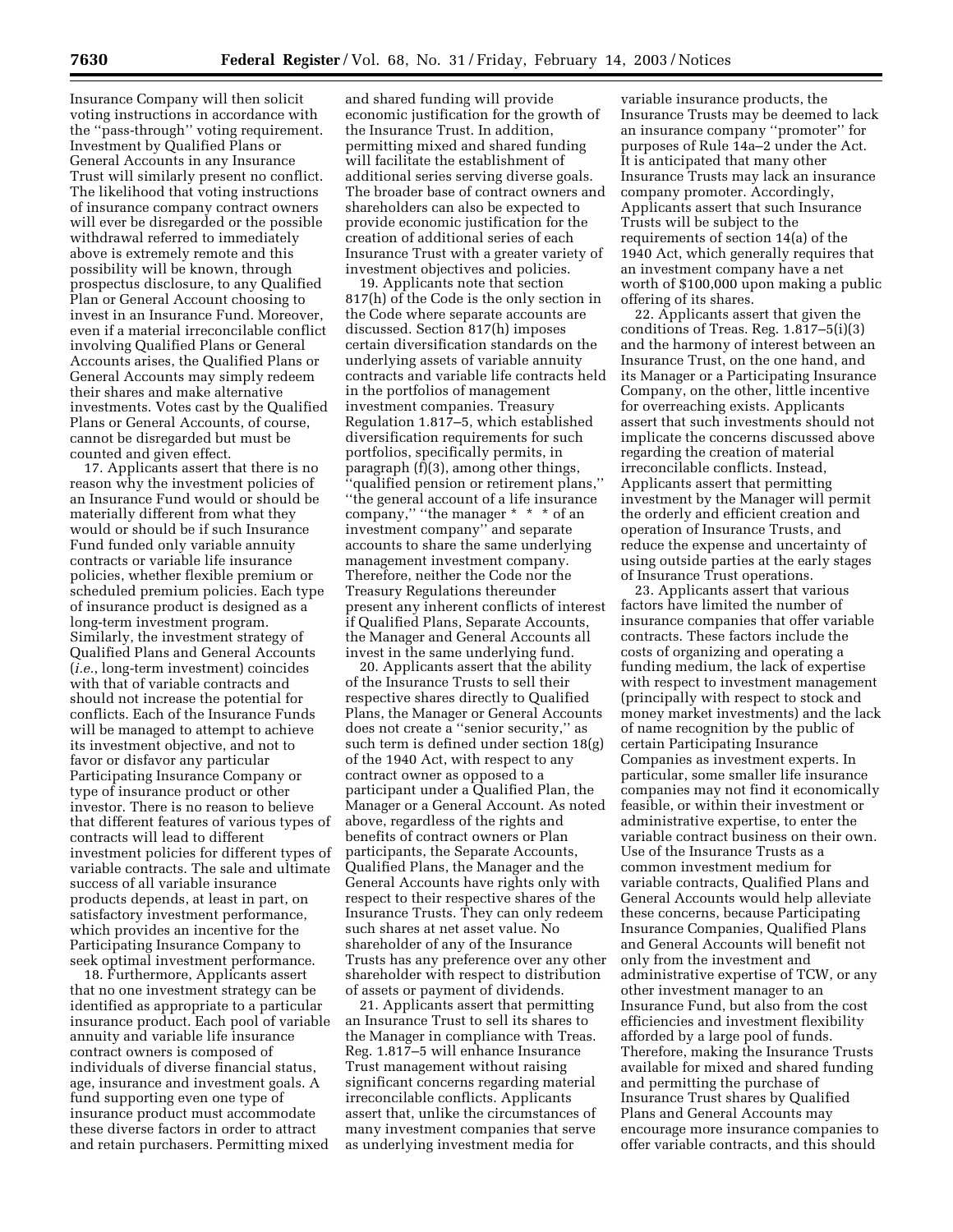Insurance Company will then solicit voting instructions in accordance with the "pass-through" voting requirement. Investment by Qualified Plans or General Accounts in any Insurance Trust will similarly present no conflict. The likelihood that voting instructions of insurance company contract owners will ever be disregarded or the possible withdrawal referred to immediately above is extremely remote and this possibility will be known, through prospectus disclosure, to any Qualified Plan or General Account choosing to invest in an Insurance Fund. Moreover, even if a material irreconcilable conflict involving Qualified Plans or General Accounts arises, the Qualified Plans or General Accounts may simply redeem their shares and make alternative investments. Votes cast by the Qualified Plans or General Accounts, of course, cannot be disregarded but must be counted and given effect.

17. Applicants assert that there is no reason why the investment policies of an Insurance Fund would or should be materially different from what they would or should be if such Insurance Fund funded only variable annuity contracts or variable life insurance policies, whether flexible premium or scheduled premium policies. Each type of insurance product is designed as a long-term investment program. Similarly, the investment strategy of Qualified Plans and General Accounts (*i.e.*, long-term investment) coincides with that of variable contracts and should not increase the potential for conflicts. Each of the Insurance Funds will be managed to attempt to achieve its investment objective, and not to favor or disfavor any particular Participating Insurance Company or type of insurance product or other investor. There is no reason to believe that different features of various types of contracts will lead to different investment policies for different types of variable contracts. The sale and ultimate success of all variable insurance products depends, at least in part, on satisfactory investment performance, which provides an incentive for the Participating Insurance Company to seek optimal investment performance.

18. Furthermore, Applicants assert that no one investment strategy can be identified as appropriate to a particular insurance product. Each pool of variable annuity and variable life insurance contract owners is composed of individuals of diverse financial status, age, insurance and investment goals. A fund supporting even one type of insurance product must accommodate these diverse factors in order to attract and retain purchasers. Permitting mixed and shared funding will provide economic justification for the growth of the Insurance Trust. In addition, permitting mixed and shared funding will facilitate the establishment of additional series serving diverse goals. The broader base of contract owners and shareholders can also be expected to provide economic justification for the creation of additional series of each Insurance Trust with a greater variety of investment objectives and policies.

19. Applicants note that section 817(h) of the Code is the only section in the Code where separate accounts are discussed. Section 817(h) imposes certain diversification standards on the underlying assets of variable annuity contracts and variable life contracts held in the portfolios of management investment companies. Treasury Regulation 1.817–5, which established diversification requirements for such portfolios, specifically permits, in paragraph (f)(3), among other things, "qualified pension or retirement plans," "the general account of a life insurance company," "the manager * * * of an investment company" and separate accounts to share the same underlying management investment company. Therefore, neither the Code nor the Treasury Regulations thereunder present any inherent conflicts of interest if Qualified Plans, Separate Accounts, the Manager and General Accounts all invest in the same underlying fund.

20. Applicants assert that the ability of the Insurance Trusts to sell their respective shares directly to Qualified Plans, the Manager or General Accounts does not create a "senior security," as such term is defined under section 18(g) of the 1940 Act, with respect to any contract owner as opposed to a participant under a Qualified Plan, the Manager or a General Account. As noted above, regardless of the rights and benefits of contract owners or Plan participants, the Separate Accounts, Qualified Plans, the Manager and the General Accounts have rights only with respect to their respective shares of the Insurance Trusts. They can only redeem such shares at net asset value. No shareholder of any of the Insurance Trusts has any preference over any other shareholder with respect to distribution of assets or payment of dividends.

21. Applicants assert that permitting an Insurance Trust to sell its shares to the Manager in compliance with Treas. Reg. 1.817–5 will enhance Insurance Trust management without raising significant concerns regarding material irreconcilable conflicts. Applicants assert that, unlike the circumstances of many investment companies that serve as underlying investment media for variable insurance products, the Insurance Trusts may be deemed to lack an insurance company "promoter" for purposes of Rule 14a–2 under the Act. It is anticipated that many other Insurance Trusts may lack an insurance company promoter. Accordingly, Applicants assert that such Insurance Trusts will be subject to the requirements of section 14(a) of the 1940 Act, which generally requires that an investment company have a net worth of $100,000 upon making a public offering of its shares.

22. Applicants assert that given the conditions of Treas. Reg. 1.817–5(i)(3) and the harmony of interest between an Insurance Trust, on the one hand, and its Manager or a Participating Insurance Company, on the other, little incentive for overreaching exists. Applicants assert that such investments should not implicate the concerns discussed above regarding the creation of material irreconcilable conflicts. Instead, Applicants assert that permitting investment by the Manager will permit the orderly and efficient creation and operation of Insurance Trusts, and reduce the expense and uncertainty of using outside parties at the early stages of Insurance Trust operations.

23. Applicants assert that various factors have limited the number of insurance companies that offer variable contracts. These factors include the costs of organizing and operating a funding medium, the lack of expertise with respect to investment management (principally with respect to stock and money market investments) and the lack of name recognition by the public of certain Participating Insurance Companies as investment experts. In particular, some smaller life insurance companies may not find it economically feasible, or within their investment or administrative expertise, to enter the variable contract business on their own. Use of the Insurance Trusts as a common investment medium for variable contracts, Qualified Plans and General Accounts would help alleviate these concerns, because Participating Insurance Companies, Qualified Plans and General Accounts will benefit not only from the investment and administrative expertise of TCW, or any other investment manager to an Insurance Fund, but also from the cost efficiencies and investment flexibility afforded by a large pool of funds. Therefore, making the Insurance Trusts available for mixed and shared funding and permitting the purchase of Insurance Trust shares by Qualified Plans and General Accounts may encourage more insurance companies to offer variable contracts, and this should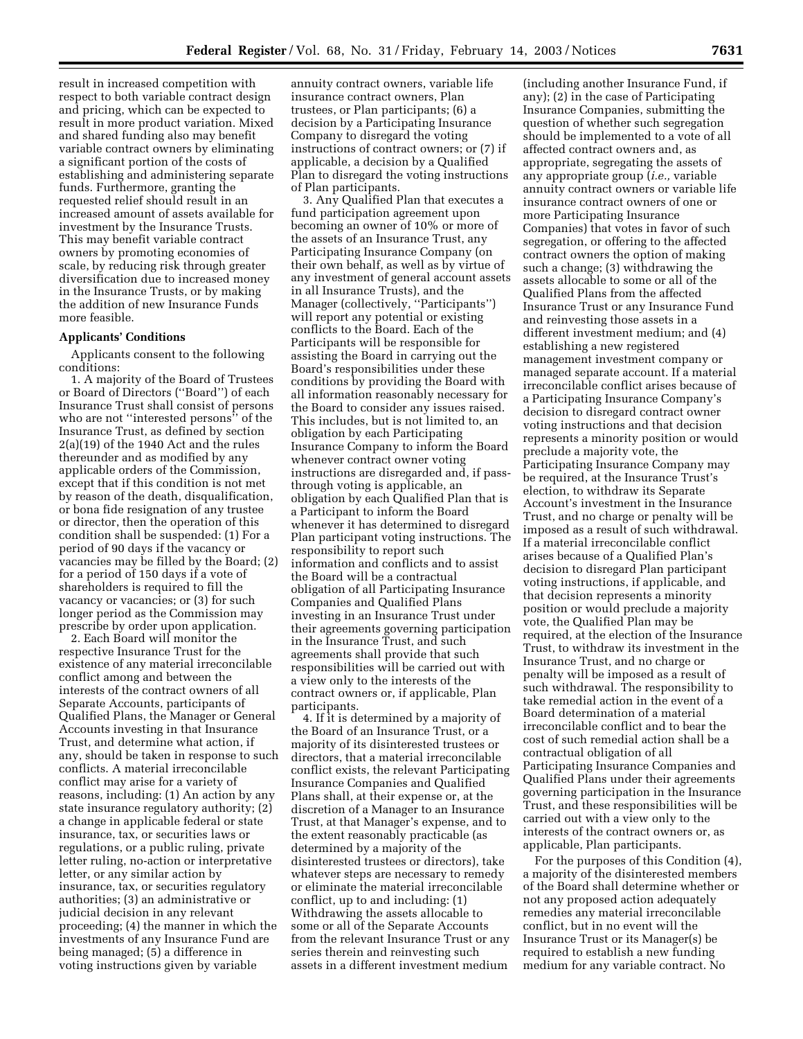result in increased competition with respect to both variable contract design and pricing, which can be expected to result in more product variation. Mixed and shared funding also may benefit variable contract owners by eliminating a significant portion of the costs of establishing and administering separate funds. Furthermore, granting the requested relief should result in an increased amount of assets available for investment by the Insurance Trusts. This may benefit variable contract owners by promoting economies of scale, by reducing risk through greater diversification due to increased money in the Insurance Trusts, or by making the addition of new Insurance Funds more feasible.

**Applicants' Conditions**

Applicants consent to the following conditions:

1. A majority of the Board of Trustees or Board of Directors (''Board'') of each Insurance Trust shall consist of persons who are not ''interested persons'' of the Insurance Trust, as defined by section 2(a)(19) of the 1940 Act and the rules thereunder and as modified by any applicable orders of the Commission, except that if this condition is not met by reason of the death, disqualification, or bona fide resignation of any trustee or director, then the operation of this condition shall be suspended: (1) For a period of 90 days if the vacancy or vacancies may be filled by the Board; (2) for a period of 150 days if a vote of shareholders is required to fill the vacancy or vacancies; or (3) for such longer period as the Commission may prescribe by order upon application.

2. Each Board will monitor the respective Insurance Trust for the existence of any material irreconcilable conflict among and between the interests of the contract owners of all Separate Accounts, participants of Qualified Plans, the Manager or General Accounts investing in that Insurance Trust, and determine what action, if any, should be taken in response to such conflicts. A material irreconcilable conflict may arise for a variety of reasons, including: (1) An action by any state insurance regulatory authority; (2) a change in applicable federal or state insurance, tax, or securities laws or regulations, or a public ruling, private letter ruling, no-action or interpretative letter, or any similar action by insurance, tax, or securities regulatory authorities; (3) an administrative or judicial decision in any relevant proceeding; (4) the manner in which the investments of any Insurance Fund are being managed; (5) a difference in voting instructions given by variable annuity contract owners, variable life insurance contract owners, Plan trustees, or Plan participants; (6) a decision by a Participating Insurance Company to disregard the voting instructions of contract owners; or (7) if applicable, a decision by a Qualified Plan to disregard the voting instructions of Plan participants.

3. Any Qualified Plan that executes a fund participation agreement upon becoming an owner of 10% or more of the assets of an Insurance Trust, any Participating Insurance Company (on their own behalf, as well as by virtue of any investment of general account assets in all Insurance Trusts), and the Manager (collectively, ''Participants'') will report any potential or existing conflicts to the Board. Each of the Participants will be responsible for assisting the Board in carrying out the Board's responsibilities under these conditions by providing the Board with all information reasonably necessary for the Board to consider any issues raised. This includes, but is not limited to, an obligation by each Participating Insurance Company to inform the Board whenever contract owner voting instructions are disregarded and, if pass-through voting is applicable, an obligation by each Qualified Plan that is a Participant to inform the Board whenever it has determined to disregard Plan participant voting instructions. The responsibility to report such information and conflicts and to assist the Board will be a contractual obligation of all Participating Insurance Companies and Qualified Plans investing in an Insurance Trust under their agreements governing participation in the Insurance Trust, and such agreements shall provide that such responsibilities will be carried out with a view only to the interests of the contract owners or, if applicable, Plan participants.

4. If it is determined by a majority of the Board of an Insurance Trust, or a majority of its disinterested trustees or directors, that a material irreconcilable conflict exists, the relevant Participating Insurance Companies and Qualified Plans shall, at their expense or, at the discretion of a Manager to an Insurance Trust, at that Manager's expense, and to the extent reasonably practicable (as determined by a majority of the disinterested trustees or directors), take whatever steps are necessary to remedy or eliminate the material irreconcilable conflict, up to and including: (1) Withdrawing the assets allocable to some or all of the Separate Accounts from the relevant Insurance Trust or any series therein and reinvesting such assets in a different investment medium (including another Insurance Fund, if any); (2) in the case of Participating Insurance Companies, submitting the question of whether such segregation should be implemented to a vote of all affected contract owners and, as appropriate, segregating the assets of any appropriate group (*i.e.,* variable annuity contract owners or variable life insurance contract owners of one or more Participating Insurance Companies) that votes in favor of such segregation, or offering to the affected contract owners the option of making such a change; (3) withdrawing the assets allocable to some or all of the Qualified Plans from the affected Insurance Trust or any Insurance Fund and reinvesting those assets in a different investment medium; and (4) establishing a new registered management investment company or managed separate account. If a material irreconcilable conflict arises because of a Participating Insurance Company's decision to disregard contract owner voting instructions and that decision represents a minority position or would preclude a majority vote, the Participating Insurance Company may be required, at the Insurance Trust's election, to withdraw its Separate Account's investment in the Insurance Trust, and no charge or penalty will be imposed as a result of such withdrawal. If a material irreconcilable conflict arises because of a Qualified Plan's decision to disregard Plan participant voting instructions, if applicable, and that decision represents a minority position or would preclude a majority vote, the Qualified Plan may be required, at the election of the Insurance Trust, to withdraw its investment in the Insurance Trust, and no charge or penalty will be imposed as a result of such withdrawal. The responsibility to take remedial action in the event of a Board determination of a material irreconcilable conflict and to bear the cost of such remedial action shall be a contractual obligation of all Participating Insurance Companies and Qualified Plans under their agreements governing participation in the Insurance Trust, and these responsibilities will be carried out with a view only to the interests of the contract owners or, as applicable, Plan participants.

For the purposes of this Condition (4), a majority of the disinterested members of the Board shall determine whether or not any proposed action adequately remedies any material irreconcilable conflict, but in no event will the Insurance Trust or its Manager(s) be required to establish a new funding medium for any variable contract. No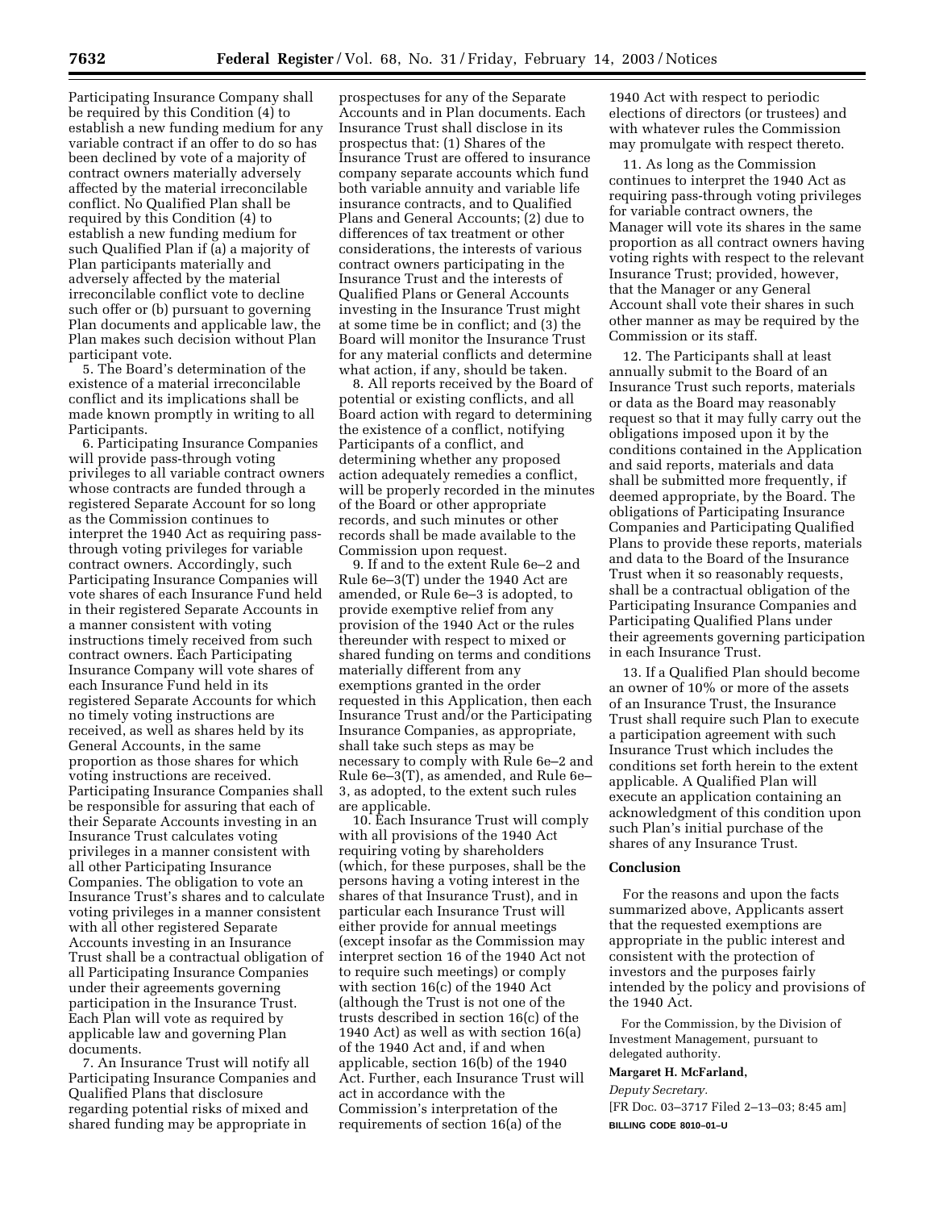Participating Insurance Company shall be required by this Condition (4) to establish a new funding medium for any variable contract if an offer to do so has been declined by vote of a majority of contract owners materially adversely affected by the material irreconcilable conflict. No Qualified Plan shall be required by this Condition (4) to establish a new funding medium for such Qualified Plan if (a) a majority of Plan participants materially and adversely affected by the material irreconcilable conflict vote to decline such offer or (b) pursuant to governing Plan documents and applicable law, the Plan makes such decision without Plan participant vote.

5. The Board's determination of the existence of a material irreconcilable conflict and its implications shall be made known promptly in writing to all Participants.

6. Participating Insurance Companies will provide pass-through voting privileges to all variable contract owners whose contracts are funded through a registered Separate Account for so long as the Commission continues to interpret the 1940 Act as requiring pass-through voting privileges for variable contract owners. Accordingly, such Participating Insurance Companies will vote shares of each Insurance Fund held in their registered Separate Accounts in a manner consistent with voting instructions timely received from such contract owners. Each Participating Insurance Company will vote shares of each Insurance Fund held in its registered Separate Accounts for which no timely voting instructions are received, as well as shares held by its General Accounts, in the same proportion as those shares for which voting instructions are received. Participating Insurance Companies shall be responsible for assuring that each of their Separate Accounts investing in an Insurance Trust calculates voting privileges in a manner consistent with all other Participating Insurance Companies. The obligation to vote an Insurance Trust's shares and to calculate voting privileges in a manner consistent with all other registered Separate Accounts investing in an Insurance Trust shall be a contractual obligation of all Participating Insurance Companies under their agreements governing participation in the Insurance Trust. Each Plan will vote as required by applicable law and governing Plan documents.

7. An Insurance Trust will notify all Participating Insurance Companies and Qualified Plans that disclosure regarding potential risks of mixed and shared funding may be appropriate in prospectuses for any of the Separate Accounts and in Plan documents. Each Insurance Trust shall disclose in its prospectus that: (1) Shares of the Insurance Trust are offered to insurance company separate accounts which fund both variable annuity and variable life insurance contracts, and to Qualified Plans and General Accounts; (2) due to differences of tax treatment or other considerations, the interests of various contract owners participating in the Insurance Trust and the interests of Qualified Plans or General Accounts investing in the Insurance Trust might at some time be in conflict; and (3) the Board will monitor the Insurance Trust for any material conflicts and determine what action, if any, should be taken.

8. All reports received by the Board of potential or existing conflicts, and all Board action with regard to determining the existence of a conflict, notifying Participants of a conflict, and determining whether any proposed action adequately remedies a conflict, will be properly recorded in the minutes of the Board or other appropriate records, and such minutes or other records shall be made available to the Commission upon request.

9. If and to the extent Rule 6e–2 and Rule 6e–3(T) under the 1940 Act are amended, or Rule 6e–3 is adopted, to provide exemptive relief from any provision of the 1940 Act or the rules thereunder with respect to mixed or shared funding on terms and conditions materially different from any exemptions granted in the order requested in this Application, then each Insurance Trust and/or the Participating Insurance Companies, as appropriate, shall take such steps as may be necessary to comply with Rule 6e–2 and Rule 6e–3(T), as amended, and Rule 6e–3, as adopted, to the extent such rules are applicable.

10. Each Insurance Trust will comply with all provisions of the 1940 Act requiring voting by shareholders (which, for these purposes, shall be the persons having a voting interest in the shares of that Insurance Trust), and in particular each Insurance Trust will either provide for annual meetings (except insofar as the Commission may interpret section 16 of the 1940 Act not to require such meetings) or comply with section 16(c) of the 1940 Act (although the Trust is not one of the trusts described in section 16(c) of the 1940 Act) as well as with section 16(a) of the 1940 Act and, if and when applicable, section 16(b) of the 1940 Act. Further, each Insurance Trust will act in accordance with the Commission's interpretation of the requirements of section 16(a) of the 1940 Act with respect to periodic elections of directors (or trustees) and with whatever rules the Commission may promulgate with respect thereto.

11. As long as the Commission continues to interpret the 1940 Act as requiring pass-through voting privileges for variable contract owners, the Manager will vote its shares in the same proportion as all contract owners having voting rights with respect to the relevant Insurance Trust; provided, however, that the Manager or any General Account shall vote their shares in such other manner as may be required by the Commission or its staff.

12. The Participants shall at least annually submit to the Board of an Insurance Trust such reports, materials or data as the Board may reasonably request so that it may fully carry out the obligations imposed upon it by the conditions contained in the Application and said reports, materials and data shall be submitted more frequently, if deemed appropriate, by the Board. The obligations of Participating Insurance Companies and Participating Qualified Plans to provide these reports, materials and data to the Board of the Insurance Trust when it so reasonably requests, shall be a contractual obligation of the Participating Insurance Companies and Participating Qualified Plans under their agreements governing participation in each Insurance Trust.

13. If a Qualified Plan should become an owner of 10% or more of the assets of an Insurance Trust, the Insurance Trust shall require such Plan to execute a participation agreement with such Insurance Trust which includes the conditions set forth herein to the extent applicable. A Qualified Plan will execute an application containing an acknowledgment of this condition upon such Plan's initial purchase of the shares of any Insurance Trust.

## Conclusion

For the reasons and upon the facts summarized above, Applicants assert that the requested exemptions are appropriate in the public interest and consistent with the protection of investors and the purposes fairly intended by the policy and provisions of the 1940 Act.

For the Commission, by the Division of Investment Management, pursuant to delegated authority.

**Margaret H. McFarland,**

*Deputy Secretary.*

[FR Doc. 03–3717 Filed 2–13–03; 8:45 am]

BILLING CODE 8010–01–U